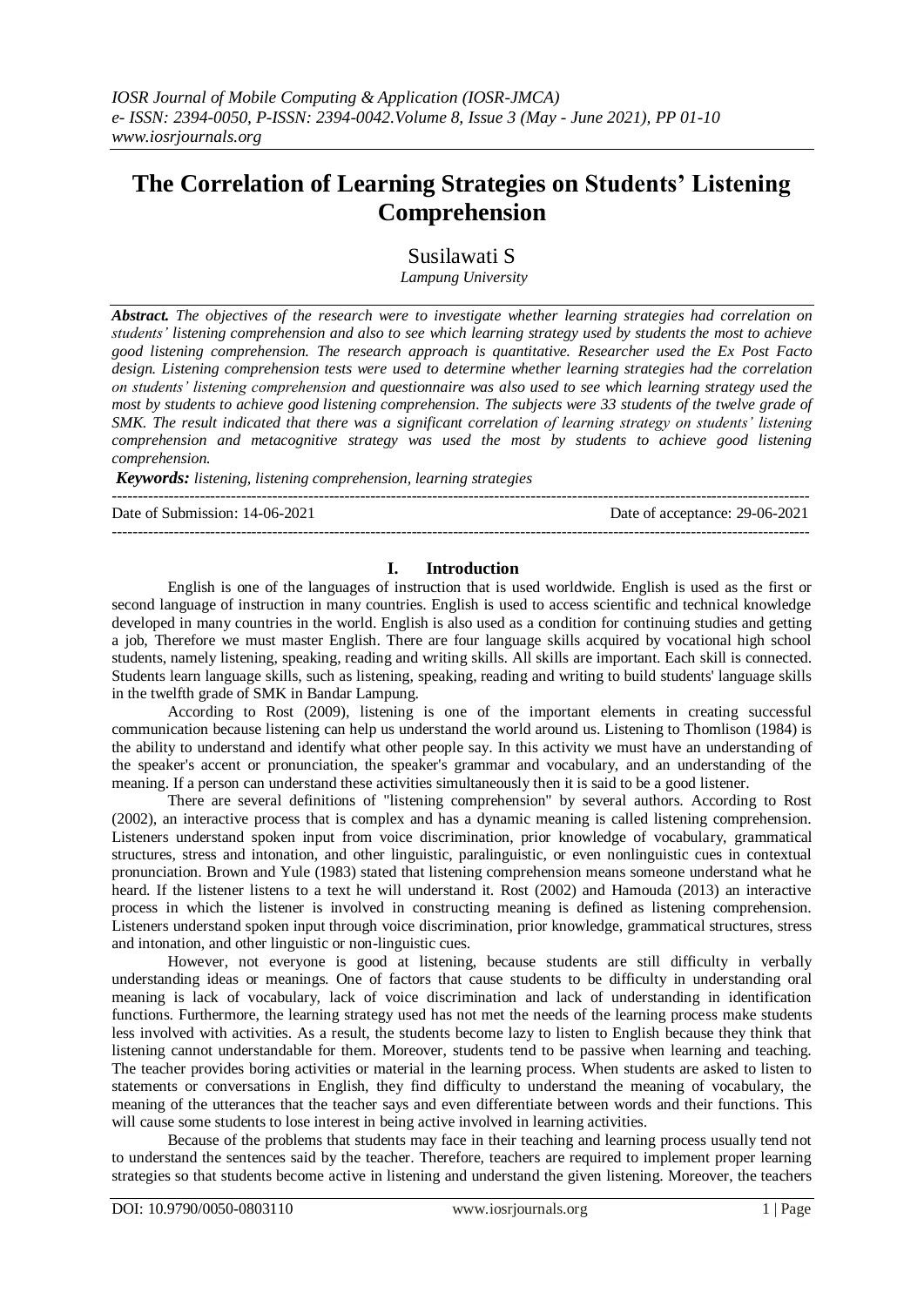# The Correlation of Learning Strategies on Students' Listening Comprehension

Susilawati S

*Lampung University*

***Abstract.*** *The objectives of the research were to investigate whether learning strategies had correlation on students' listening comprehension and also to see which learning strategy used by students the most to achieve good listening comprehension. The research approach is quantitative. Researcher used the Ex Post Facto design. Listening comprehension tests were used to determine whether learning strategies had the correlation on students' listening comprehension and questionnaire was also used to see which learning strategy used the most by students to achieve good listening comprehension. The subjects were 33 students of the twelve grade of SMK. The result indicated that there was a significant correlation of learning strategy on students' listening comprehension and metacognitive strategy was used the most by students to achieve good listening comprehension.*

***Keywords:*** *listening, listening comprehension, learning strategies*

---

Date of Submission: 14-06-2021 | Date of acceptance: 29-06-2021

---

## I. Introduction

English is one of the languages of instruction that is used worldwide. English is used as the first or second language of instruction in many countries. English is used to access scientific and technical knowledge developed in many countries in the world. English is also used as a condition for continuing studies and getting a job, Therefore we must master English. There are four language skills acquired by vocational high school students, namely listening, speaking, reading and writing skills. All skills are important. Each skill is connected. Students learn language skills, such as listening, speaking, reading and writing to build students' language skills in the twelfth grade of SMK in Bandar Lampung.

According to Rost (2009), listening is one of the important elements in creating successful communication because listening can help us understand the world around us. Listening to Thomlison (1984) is the ability to understand and identify what other people say. In this activity we must have an understanding of the speaker's accent or pronunciation, the speaker's grammar and vocabulary, and an understanding of the meaning. If a person can understand these activities simultaneously then it is said to be a good listener.

There are several definitions of "listening comprehension" by several authors. According to Rost (2002), an interactive process that is complex and has a dynamic meaning is called listening comprehension. Listeners understand spoken input from voice discrimination, prior knowledge of vocabulary, grammatical structures, stress and intonation, and other linguistic, paralinguistic, or even nonlinguistic cues in contextual pronunciation. Brown and Yule (1983) stated that listening comprehension means someone understand what he heard. If the listener listens to a text he will understand it. Rost (2002) and Hamouda (2013) an interactive process in which the listener is involved in constructing meaning is defined as listening comprehension. Listeners understand spoken input through voice discrimination, prior knowledge, grammatical structures, stress and intonation, and other linguistic or non-linguistic cues.

However, not everyone is good at listening, because students are still difficulty in verbally understanding ideas or meanings. One of factors that cause students to be difficulty in understanding oral meaning is lack of vocabulary, lack of voice discrimination and lack of understanding in identification functions. Furthermore, the learning strategy used has not met the needs of the learning process make students less involved with activities. As a result, the students become lazy to listen to English because they think that listening cannot understandable for them. Moreover, students tend to be passive when learning and teaching. The teacher provides boring activities or material in the learning process. When students are asked to listen to statements or conversations in English, they find difficulty to understand the meaning of vocabulary, the meaning of the utterances that the teacher says and even differentiate between words and their functions. This will cause some students to lose interest in being active involved in learning activities.

Because of the problems that students may face in their teaching and learning process usually tend not to understand the sentences said by the teacher. Therefore, teachers are required to implement proper learning strategies so that students become active in listening and understand the given listening. Moreover, the teachers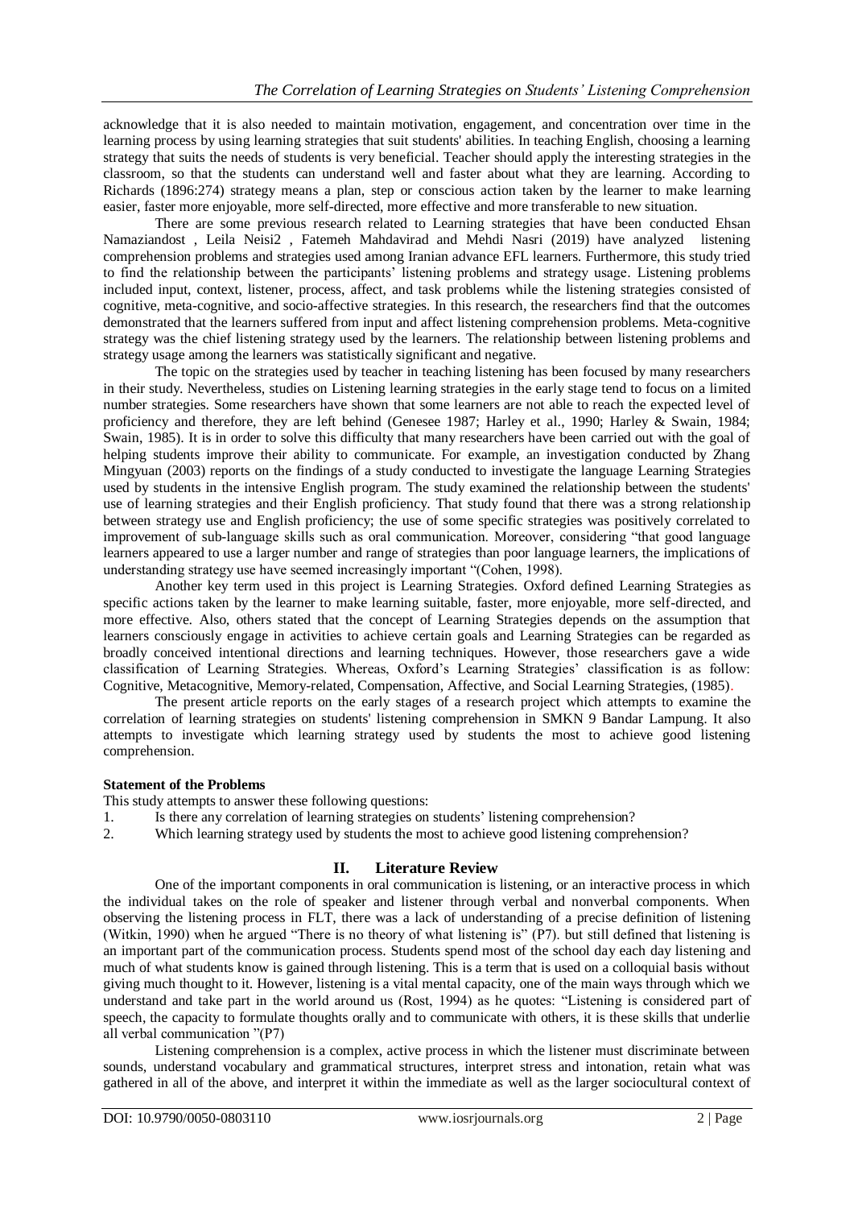acknowledge that it is also needed to maintain motivation, engagement, and concentration over time in the learning process by using learning strategies that suit students' abilities. In teaching English, choosing a learning strategy that suits the needs of students is very beneficial. Teacher should apply the interesting strategies in the classroom, so that the students can understand well and faster about what they are learning. According to Richards (1896:274) strategy means a plan, step or conscious action taken by the learner to make learning easier, faster more enjoyable, more self-directed, more effective and more transferable to new situation.

There are some previous research related to Learning strategies that have been conducted Ehsan Namaziandost , Leila Neisi2 , Fatemeh Mahdavirad and Mehdi Nasri (2019) have analyzed listening comprehension problems and strategies used among Iranian advance EFL learners. Furthermore, this study tried to find the relationship between the participants' listening problems and strategy usage. Listening problems included input, context, listener, process, affect, and task problems while the listening strategies consisted of cognitive, meta-cognitive, and socio-affective strategies. In this research, the researchers find that the outcomes demonstrated that the learners suffered from input and affect listening comprehension problems. Meta-cognitive strategy was the chief listening strategy used by the learners. The relationship between listening problems and strategy usage among the learners was statistically significant and negative.

The topic on the strategies used by teacher in teaching listening has been focused by many researchers in their study. Nevertheless, studies on Listening learning strategies in the early stage tend to focus on a limited number strategies. Some researchers have shown that some learners are not able to reach the expected level of proficiency and therefore, they are left behind (Genesee 1987; Harley et al., 1990; Harley & Swain, 1984; Swain, 1985). It is in order to solve this difficulty that many researchers have been carried out with the goal of helping students improve their ability to communicate. For example, an investigation conducted by Zhang Mingyuan (2003) reports on the findings of a study conducted to investigate the language Learning Strategies used by students in the intensive English program. The study examined the relationship between the students' use of learning strategies and their English proficiency. That study found that there was a strong relationship between strategy use and English proficiency; the use of some specific strategies was positively correlated to improvement of sub-language skills such as oral communication. Moreover, considering "that good language learners appeared to use a larger number and range of strategies than poor language learners, the implications of understanding strategy use have seemed increasingly important "(Cohen, 1998).

Another key term used in this project is Learning Strategies. Oxford defined Learning Strategies as specific actions taken by the learner to make learning suitable, faster, more enjoyable, more self-directed, and more effective. Also, others stated that the concept of Learning Strategies depends on the assumption that learners consciously engage in activities to achieve certain goals and Learning Strategies can be regarded as broadly conceived intentional directions and learning techniques. However, those researchers gave a wide classification of Learning Strategies. Whereas, Oxford's Learning Strategies' classification is as follow: Cognitive, Metacognitive, Memory-related, Compensation, Affective, and Social Learning Strategies, (1985).

The present article reports on the early stages of a research project which attempts to examine the correlation of learning strategies on students' listening comprehension in SMKN 9 Bandar Lampung. It also attempts to investigate which learning strategy used by students the most to achieve good listening comprehension.

**Statement of the Problems**

This study attempts to answer these following questions:

1. Is there any correlation of learning strategies on students' listening comprehension?
2. Which learning strategy used by students the most to achieve good listening comprehension?

## II. Literature Review

One of the important components in oral communication is listening, or an interactive process in which the individual takes on the role of speaker and listener through verbal and nonverbal components. When observing the listening process in FLT, there was a lack of understanding of a precise definition of listening (Witkin, 1990) when he argued "There is no theory of what listening is" (P7). but still defined that listening is an important part of the communication process. Students spend most of the school day each day listening and much of what students know is gained through listening. This is a term that is used on a colloquial basis without giving much thought to it. However, listening is a vital mental capacity, one of the main ways through which we understand and take part in the world around us (Rost, 1994) as he quotes: "Listening is considered part of speech, the capacity to formulate thoughts orally and to communicate with others, it is these skills that underlie all verbal communication "(P7)

Listening comprehension is a complex, active process in which the listener must discriminate between sounds, understand vocabulary and grammatical structures, interpret stress and intonation, retain what was gathered in all of the above, and interpret it within the immediate as well as the larger sociocultural context of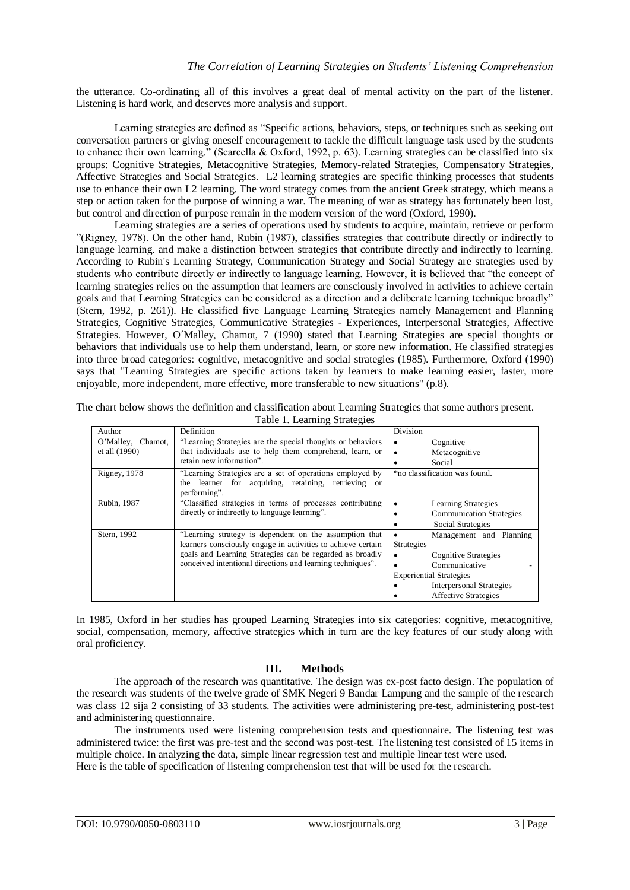the utterance. Co-ordinating all of this involves a great deal of mental activity on the part of the listener. Listening is hard work, and deserves more analysis and support.

Learning strategies are defined as "Specific actions, behaviors, steps, or techniques such as seeking out conversation partners or giving oneself encouragement to tackle the difficult language task used by the students to enhance their own learning." (Scarcella & Oxford, 1992, p. 63). Learning strategies can be classified into six groups: Cognitive Strategies, Metacognitive Strategies, Memory-related Strategies, Compensatory Strategies, Affective Strategies and Social Strategies. L2 learning strategies are specific thinking processes that students use to enhance their own L2 learning. The word strategy comes from the ancient Greek strategy, which means a step or action taken for the purpose of winning a war. The meaning of war as strategy has fortunately been lost, but control and direction of purpose remain in the modern version of the word (Oxford, 1990).

Learning strategies are a series of operations used by students to acquire, maintain, retrieve or perform "(Rigney, 1978). On the other hand, Rubin (1987), classifies strategies that contribute directly or indirectly to language learning. and make a distinction between strategies that contribute directly and indirectly to learning. According to Rubin's Learning Strategy, Communication Strategy and Social Strategy are strategies used by students who contribute directly or indirectly to language learning. However, it is believed that "the concept of learning strategies relies on the assumption that learners are consciously involved in activities to achieve certain goals and that Learning Strategies can be considered as a direction and a deliberate learning technique broadly" (Stern, 1992, p. 261)). He classified five Language Learning Strategies namely Management and Planning Strategies, Cognitive Strategies, Communicative Strategies - Experiences, Interpersonal Strategies, Affective Strategies. However, O´Malley, Chamot, 7 (1990) stated that Learning Strategies are special thoughts or behaviors that individuals use to help them understand, learn, or store new information. He classified strategies into three broad categories: cognitive, metacognitive and social strategies (1985). Furthermore, Oxford (1990) says that "Learning Strategies are specific actions taken by learners to make learning easier, faster, more enjoyable, more independent, more effective, more transferable to new situations" (p.8).

The chart below shows the definition and classification about Learning Strategies that some authors present.

Table 1. Learning Strategies

| Author | Definition | Division |
|---|---|---|
| O'Malley, Chamot, et all (1990) | "Learning Strategies are the special thoughts or behaviors that individuals use to help them comprehend, learn, or retain new information". | • Cognitive<br>• Metacognitive<br>• Social |
| Rigney, 1978 | "Learning Strategies are a set of operations employed by the learner for acquiring, retaining, retrieving or performing". | *no classification was found. |
| Rubin, 1987 | "Classified strategies in terms of processes contributing directly or indirectly to language learning". | • Learning Strategies<br>• Communication Strategies<br>• Social Strategies |
| Stern, 1992 | "Learning strategy is dependent on the assumption that learners consciously engage in activities to achieve certain goals and Learning Strategies can be regarded as broadly conceived intentional directions and learning techniques". | • Management and Planning Strategies<br>• Cognitive Strategies<br>• Communicative - Experiential Strategies<br>• Interpersonal Strategies<br>• Affective Strategies |

In 1985, Oxford in her studies has grouped Learning Strategies into six categories: cognitive, metacognitive, social, compensation, memory, affective strategies which in turn are the key features of our study along with oral proficiency.

## III. Methods

The approach of the research was quantitative. The design was ex-post facto design. The population of the research was students of the twelve grade of SMK Negeri 9 Bandar Lampung and the sample of the research was class 12 sija 2 consisting of 33 students. The activities were administering pre-test, administering post-test and administering questionnaire.

The instruments used were listening comprehension tests and questionnaire. The listening test was administered twice: the first was pre-test and the second was post-test. The listening test consisted of 15 items in multiple choice. In analyzing the data, simple linear regression test and multiple linear test were used.
Here is the table of specification of listening comprehension test that will be used for the research.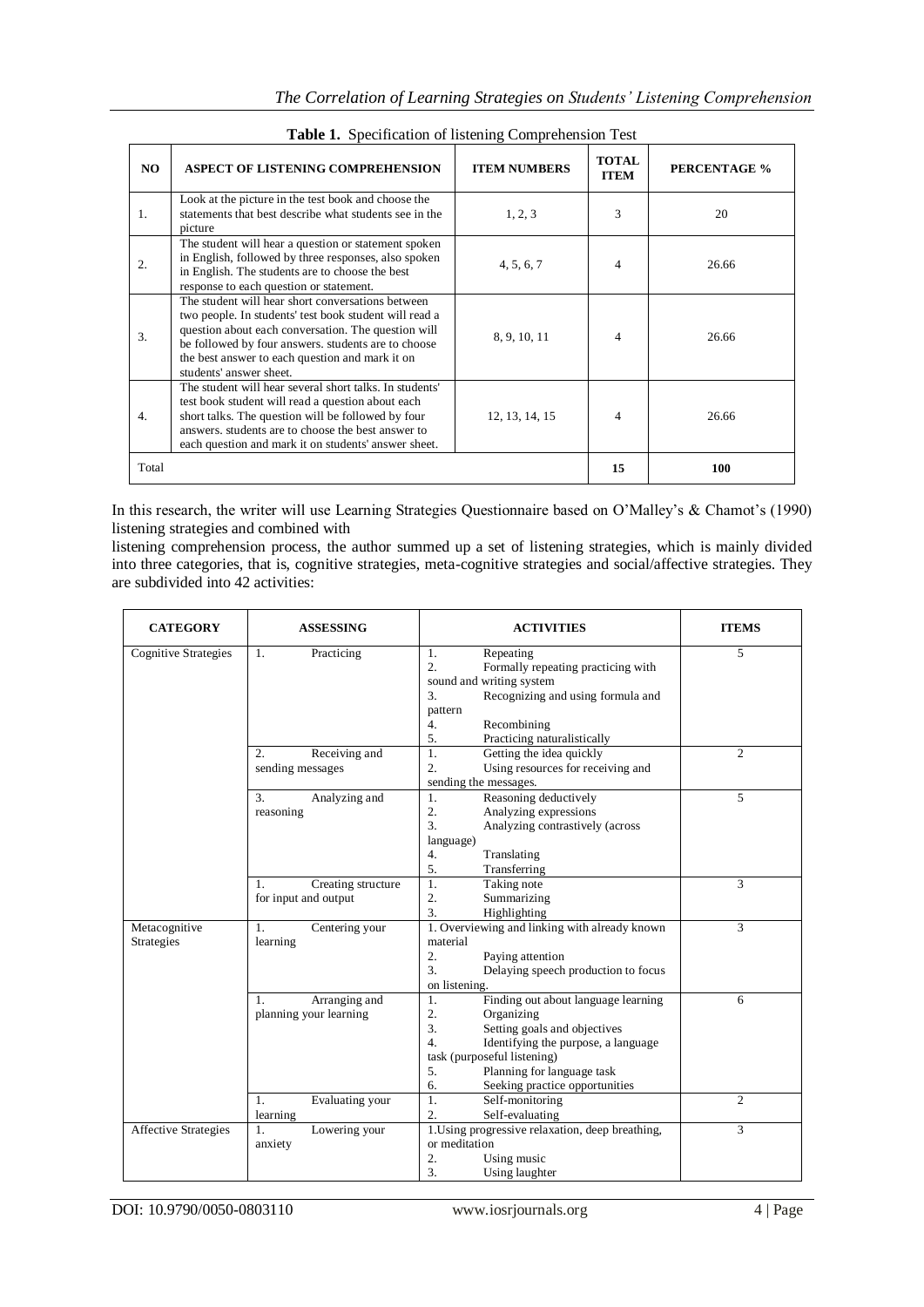**Table 1.** Specification of listening Comprehension Test

| NO | ASPECT OF LISTENING COMPREHENSION | ITEM NUMBERS | TOTAL ITEM | PERCENTAGE % |
|---|---|---|---|---|
| 1. | Look at the picture in the test book and choose the statements that best describe what students see in the picture | 1, 2, 3 | 3 | 20 |
| 2. | The student will hear a question or statement spoken in English, followed by three responses, also spoken in English. The students are to choose the best response to each question or statement. | 4, 5, 6, 7 | 4 | 26.66 |
| 3. | The student will hear short conversations between two people. In students' test book student will read a question about each conversation. The question will be followed by four answers. students are to choose the best answer to each question and mark it on students' answer sheet. | 8, 9, 10, 11 | 4 | 26.66 |
| 4. | The student will hear several short talks. In students' test book student will read a question about each short talks. The question will be followed by four answers. students are to choose the best answer to each question and mark it on students' answer sheet. | 12, 13, 14, 15 | 4 | 26.66 |
| Total | | | **15** | **100** |

In this research, the writer will use Learning Strategies Questionnaire based on O'Malley's & Chamot's (1990) listening strategies and combined with

listening comprehension process, the author summed up a set of listening strategies, which is mainly divided into three categories, that is, cognitive strategies, meta-cognitive strategies and social/affective strategies. They are subdivided into 42 activities:

| CATEGORY | ASSESSING | ACTIVITIES | ITEMS |
|---|---|---|---|
| Cognitive Strategies | 1. Practicing | 1. Repeating<br>2. Formally repeating practicing with sound and writing system<br>3. Recognizing and using formula and pattern<br>4. Recombining<br>5. Practicing naturalistically | 5 |
| | 2. Receiving and sending messages | 1. Getting the idea quickly<br>2. Using resources for receiving and sending the messages. | 2 |
| | 3. Analyzing and reasoning | 1. Reasoning deductively<br>2. Analyzing expressions<br>3. Analyzing contrastively (across language)<br>4. Translating<br>5. Transferring | 5 |
| | 1. Creating structure for input and output | 1. Taking note<br>2. Summarizing<br>3. Highlighting | 3 |
| Metacognitive Strategies | 1. Centering your learning | 1. Overviewing and linking with already known material<br>2. Paying attention<br>3. Delaying speech production to focus on listening. | 3 |
| | 1. Arranging and planning your learning | 1. Finding out about language learning<br>2. Organizing<br>3. Setting goals and objectives<br>4. Identifying the purpose, a language task (purposeful listening)<br>5. Planning for language task<br>6. Seeking practice opportunities | 6 |
| | 1. Evaluating your learning | 1. Self-monitoring<br>2. Self-evaluating | 2 |
| Affective Strategies | 1. Lowering your anxiety | 1. Using progressive relaxation, deep breathing, or meditation<br>2. Using music<br>3. Using laughter | 3 |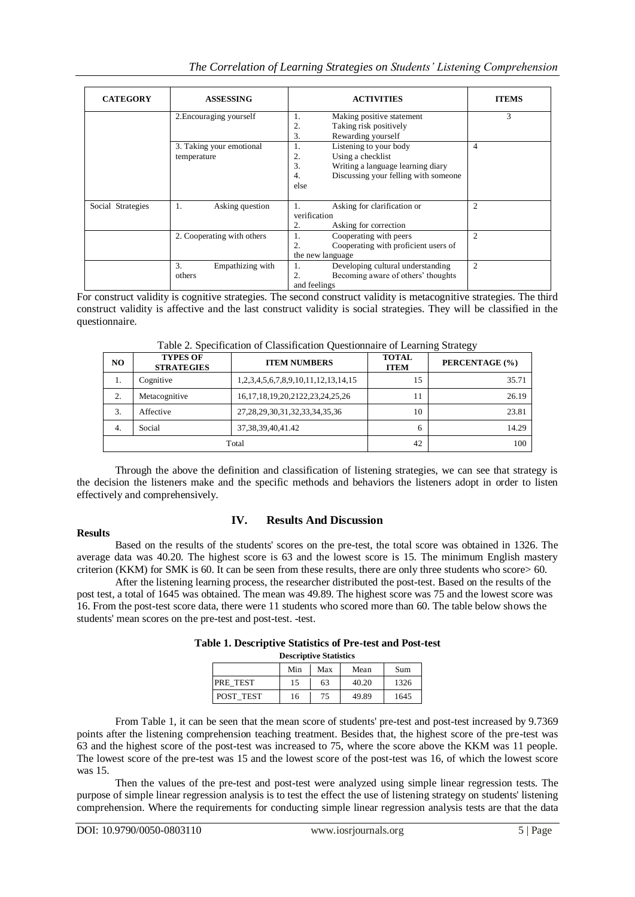| CATEGORY | ASSESSING | ACTIVITIES | ITEMS |
|---|---|---|---|
| | 2.Encouraging yourself | 1. Making positive statement<br>2. Taking risk positively<br>3. Rewarding yourself | 3 |
| | 3. Taking your emotional temperature | 1. Listening to your body<br>2. Using a checklist<br>3. Writing a language learning diary<br>4. Discussing your felling with someone else | 4 |
| Social Strategies | 1. Asking question | 1. Asking for clarification or verification<br>2. Asking for correction | 2 |
| | 2. Cooperating with others | 1. Cooperating with peers<br>2. Cooperating with proficient users of the new language | 2 |
| | 3. Empathizing with others | 1. Developing cultural understanding<br>2. Becoming aware of others' thoughts and feelings | 2 |

For construct validity is cognitive strategies. The second construct validity is metacognitive strategies. The third construct validity is affective and the last construct validity is social strategies. They will be classified in the questionnaire.

Table 2. Specification of Classification Questionnaire of Learning Strategy

| NO | TYPES OF STRATEGIES | ITEM NUMBERS | TOTAL ITEM | PERCENTAGE (%) |
|---|---|---|---|---|
| 1. | Cognitive | 1,2,3,4,5,6,7,8,9,10,11,12,13,14,15 | 15 | 35.71 |
| 2. | Metacognitive | 16,17,18,19,20,2122,23,24,25,26 | 11 | 26.19 |
| 3. | Affective | 27,28,29,30,31,32,33,34,35,36 | 10 | 23.81 |
| 4. | Social | 37,38,39,40,41.42 | 6 | 14.29 |
| Total | | | 42 | 100 |

Through the above the definition and classification of listening strategies, we can see that strategy is the decision the listeners make and the specific methods and behaviors the listeners adopt in order to listen effectively and comprehensively.

## IV. Results And Discussion

**Results**

Based on the results of the students' scores on the pre-test, the total score was obtained in 1326. The average data was 40.20. The highest score is 63 and the lowest score is 15. The minimum English mastery criterion (KKM) for SMK is 60. It can be seen from these results, there are only three students who score> 60.

After the listening learning process, the researcher distributed the post-test. Based on the results of the post test, a total of 1645 was obtained. The mean was 49.89. The highest score was 75 and the lowest score was 16. From the post-test score data, there were 11 students who scored more than 60. The table below shows the students' mean scores on the pre-test and post-test. -test.

**Table 1. Descriptive Statistics of Pre-test and Post-test**

**Descriptive Statistics**

| | Min | Max | Mean | Sum |
|---|---|---|---|---|
| PRE_TEST | 15 | 63 | 40.20 | 1326 |
| POST_TEST | 16 | 75 | 49.89 | 1645 |

From Table 1, it can be seen that the mean score of students' pre-test and post-test increased by 9.7369 points after the listening comprehension teaching treatment. Besides that, the highest score of the pre-test was 63 and the highest score of the post-test was increased to 75, where the score above the KKM was 11 people. The lowest score of the pre-test was 15 and the lowest score of the post-test was 16, of which the lowest score was 15.

Then the values of the pre-test and post-test were analyzed using simple linear regression tests. The purpose of simple linear regression analysis is to test the effect the use of listening strategy on students' listening comprehension. Where the requirements for conducting simple linear regression analysis tests are that the data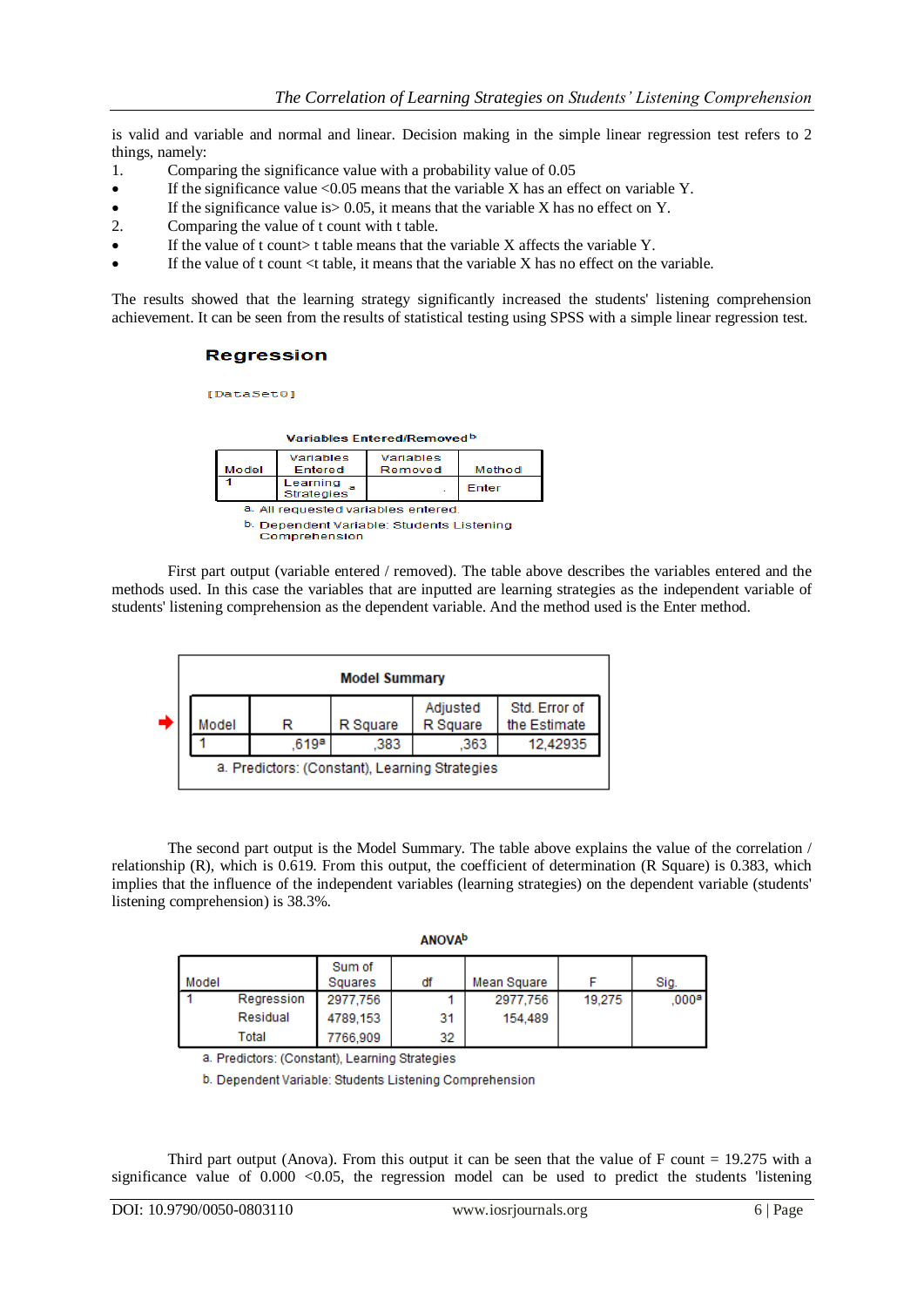is valid and variable and normal and linear. Decision making in the simple linear regression test refers to 2 things, namely:

1. Comparing the significance value with a probability value of 0.05
   - If the significance value <0.05 means that the variable X has an effect on variable Y.
   - If the significance value is> 0.05, it means that the variable X has no effect on Y.
2. Comparing the value of t count with t table.
   - If the value of t count> t table means that the variable X affects the variable Y.
   - If the value of t count <t table, it means that the variable X has no effect on the variable.

The results showed that the learning strategy significantly increased the students' listening comprehension achievement. It can be seen from the results of statistical testing using SPSS with a simple linear regression test.

## Regression

[DataSet0]

**Variables Entered/Removed**[b]

| Model | Variables Entered | Variables Removed | Method |
|---|---|---|---|
| 1 | Learning Strategies[a] | . | Enter |

a. All requested variables entered.
b. Dependent Variable: Students Listening Comprehension

First part output (variable entered / removed). The table above describes the variables entered and the methods used. In this case the variables that are inputted are learning strategies as the independent variable of students' listening comprehension as the dependent variable. And the method used is the Enter method.

**Model Summary**

| Model | R | R Square | Adjusted R Square | Std. Error of the Estimate |
|---|---|---|---|---|
| 1 | ,619[a] | ,383 | ,363 | 12,42935 |

a. Predictors: (Constant), Learning Strategies

The second part output is the Model Summary. The table above explains the value of the correlation / relationship (R), which is 0.619. From this output, the coefficient of determination (R Square) is 0.383, which implies that the influence of the independent variables (learning strategies) on the dependent variable (students' listening comprehension) is 38.3%.

**ANOVA**[b]

| Model | | Sum of Squares | df | Mean Square | F | Sig. |
|---|---|---|---|---|---|---|
| 1 | Regression | 2977,756 | 1 | 2977,756 | 19,275 | ,000[a] |
| | Residual | 4789,153 | 31 | 154,489 | | |
| | Total | 7766,909 | 32 | | | |

a. Predictors: (Constant), Learning Strategies
b. Dependent Variable: Students Listening Comprehension

Third part output (Anova). From this output it can be seen that the value of F count = 19.275 with a significance value of 0.000 <0.05, the regression model can be used to predict the students 'listening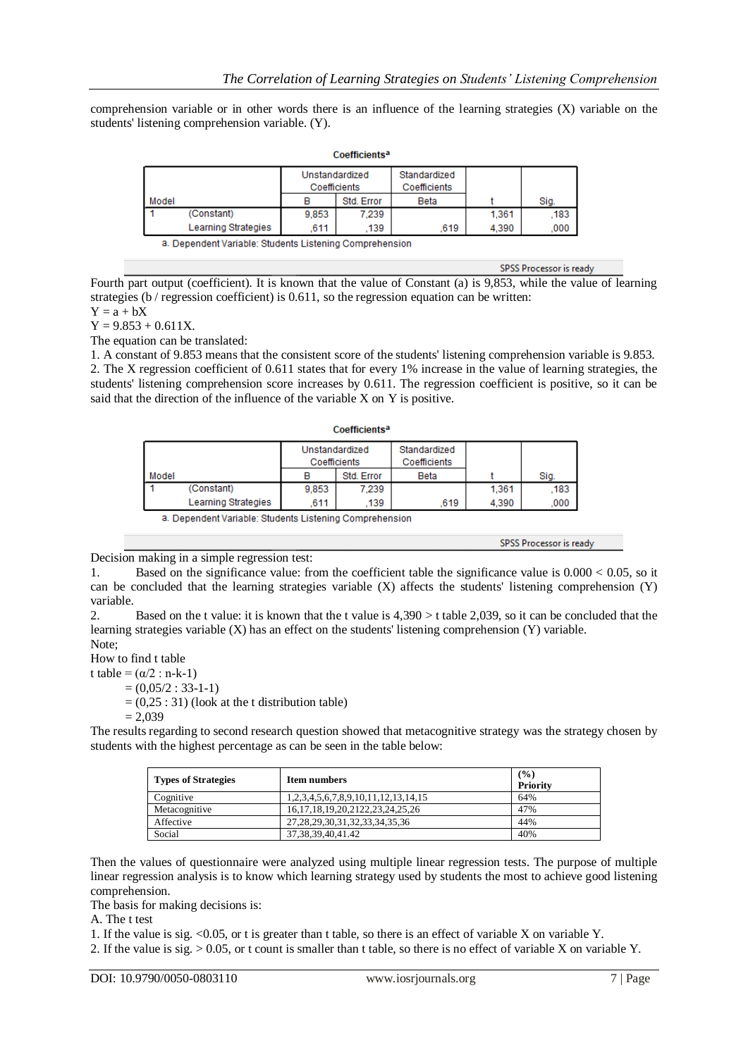comprehension variable or in other words there is an influence of the learning strategies (X) variable on the students' listening comprehension variable. (Y).

**Coefficients^a**

| Model | | Unstandardized Coefficients | | Standardized Coefficients | t | Sig. |
|---|---|---|---|---|---|---|
| | | B | Std. Error | Beta | | |
| 1 | (Constant) | 9,853 | 7,239 | | 1,361 | ,183 |
| | Learning Strategies | ,611 | ,139 | ,619 | 4,390 | ,000 |

a. Dependent Variable: Students Listening Comprehension

SPSS Processor is ready

Fourth part output (coefficient). It is known that the value of Constant (a) is 9,853, while the value of learning strategies (b / regression coefficient) is 0.611, so the regression equation can be written:

$Y = a + bX$

$Y = 9.853 + 0.611X$.

The equation can be translated:

1. A constant of 9.853 means that the consistent score of the students' listening comprehension variable is 9.853.
2. The X regression coefficient of 0.611 states that for every 1% increase in the value of learning strategies, the students' listening comprehension score increases by 0.611. The regression coefficient is positive, so it can be said that the direction of the influence of the variable X on Y is positive.

**Coefficients^a**

| Model | | Unstandardized Coefficients | | Standardized Coefficients | t | Sig. |
|---|---|---|---|---|---|---|
| | | B | Std. Error | Beta | | |
| 1 | (Constant) | 9,853 | 7,239 | | 1,361 | ,183 |
| | Learning Strategies | ,611 | ,139 | ,619 | 4,390 | ,000 |

a. Dependent Variable: Students Listening Comprehension

SPSS Processor is ready

Decision making in a simple regression test:

1. Based on the significance value: from the coefficient table the significance value is $0.000 < 0.05$, so it can be concluded that the learning strategies variable (X) affects the students' listening comprehension (Y) variable.
2. Based on the t value: it is known that the t value is 4,390 > t table 2,039, so it can be concluded that the learning strategies variable (X) has an effect on the students' listening comprehension (Y) variable.

Note;

How to find t table

t table = ($\alpha$/2 : n-k-1)

= (0,05/2 : 33-1-1)

= (0,25 : 31) (look at the t distribution table)

= 2,039

The results regarding to second research question showed that metacognitive strategy was the strategy chosen by students with the highest percentage as can be seen in the table below:

| **Types of Strategies** | **Item numbers** | **(%) Priority** |
|---|---|---|
| Cognitive | 1,2,3,4,5,6,7,8,9,10,11,12,13,14,15 | 64% |
| Metacognitive | 16,17,18,19,20,2122,23,24,25,26 | 47% |
| Affective | 27,28,29,30,31,32,33,34,35,36 | 44% |
| Social | 37,38,39,40,41.42 | 40% |

Then the values of questionnaire were analyzed using multiple linear regression tests. The purpose of multiple linear regression analysis is to know which learning strategy used by students the most to achieve good listening comprehension.

The basis for making decisions is:

A. The t test

1. If the value is sig. <0.05, or t is greater than t table, so there is an effect of variable X on variable Y.
2. If the value is sig. > 0.05, or t count is smaller than t table, so there is no effect of variable X on variable Y.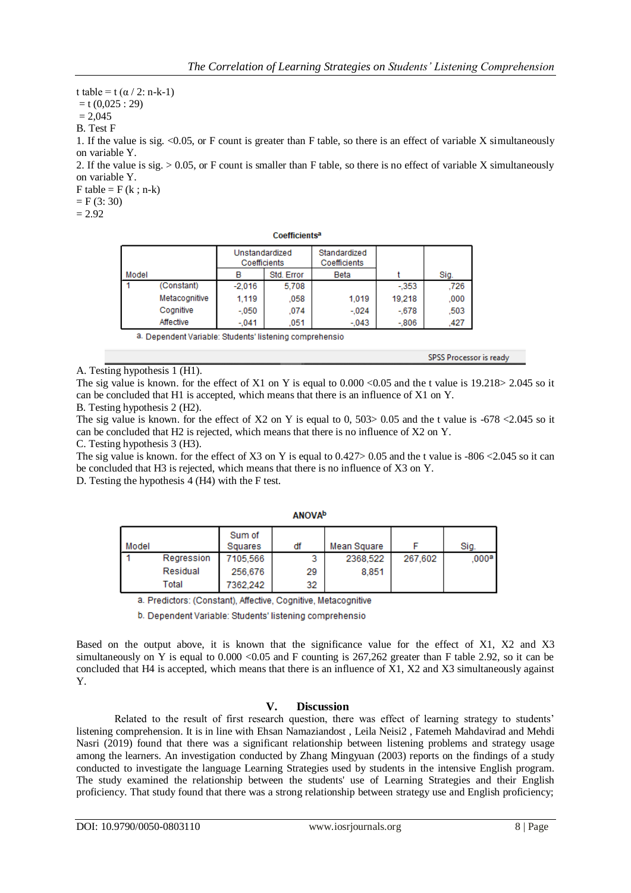t table = t (α / 2: n-k-1)
= t (0,025 : 29)
= 2,045

B. Test F

1. If the value is sig. <0.05, or F count is greater than F table, so there is an effect of variable X simultaneously on variable Y.
2. If the value is sig. > 0.05, or F count is smaller than F table, so there is no effect of variable X simultaneously on variable Y.

F table = F (k ; n-k)
= F (3: 30)
= 2.92

**Coefficients[a]**

| Model | | Unstandardized Coefficients | | Standardized Coefficients | t | Sig. |
|---|---|---|---|---|---|---|
| | | B | Std. Error | Beta | | |
| 1 | (Constant) | -2,016 | 5,708 | | -,353 | ,726 |
| | Metacognitive | 1,119 | ,058 | 1,019 | 19,218 | ,000 |
| | Cognitive | -,050 | ,074 | -,024 | -,678 | ,503 |
| | Affective | -,041 | ,051 | -,043 | -,806 | ,427 |

a. Dependent Variable: Students' listening comprehensio

SPSS Processor is ready

A. Testing hypothesis 1 (H1).

The sig value is known. for the effect of X1 on Y is equal to 0.000 <0.05 and the t value is 19.218> 2.045 so it can be concluded that H1 is accepted, which means that there is an influence of X1 on Y.

B. Testing hypothesis 2 (H2).

The sig value is known. for the effect of X2 on Y is equal to 0, 503> 0.05 and the t value is -678 <2.045 so it can be concluded that H2 is rejected, which means that there is no influence of X2 on Y.

C. Testing hypothesis 3 (H3).

The sig value is known. for the effect of X3 on Y is equal to 0.427> 0.05 and the t value is -806 <2.045 so it can be concluded that H3 is rejected, which means that there is no influence of X3 on Y.

D. Testing the hypothesis 4 (H4) with the F test.

**ANOVA[b]**

| Model | | Sum of Squares | df | Mean Square | F | Sig. |
|---|---|---|---|---|---|---|
| 1 | Regression | 7105,566 | 3 | 2368,522 | 267,602 | ,000[a] |
| | Residual | 256,676 | 29 | 8,851 | | |
| | Total | 7362,242 | 32 | | | |

a. Predictors: (Constant), Affective, Cognitive, Metacognitive

b. Dependent Variable: Students' listening comprehensio

Based on the output above, it is known that the significance value for the effect of X1, X2 and X3 simultaneously on Y is equal to 0.000 <0.05 and F counting is 267,262 greater than F table 2.92, so it can be concluded that H4 is accepted, which means that there is an influence of X1, X2 and X3 simultaneously against Y.

## V. Discussion

Related to the result of first research question, there was effect of learning strategy to students' listening comprehension. It is in line with Ehsan Namaziandost , Leila Neisi2 , Fatemeh Mahdavirad and Mehdi Nasri (2019) found that there was a significant relationship between listening problems and strategy usage among the learners. An investigation conducted by Zhang Mingyuan (2003) reports on the findings of a study conducted to investigate the language Learning Strategies used by students in the intensive English program. The study examined the relationship between the students' use of Learning Strategies and their English proficiency. That study found that there was a strong relationship between strategy use and English proficiency;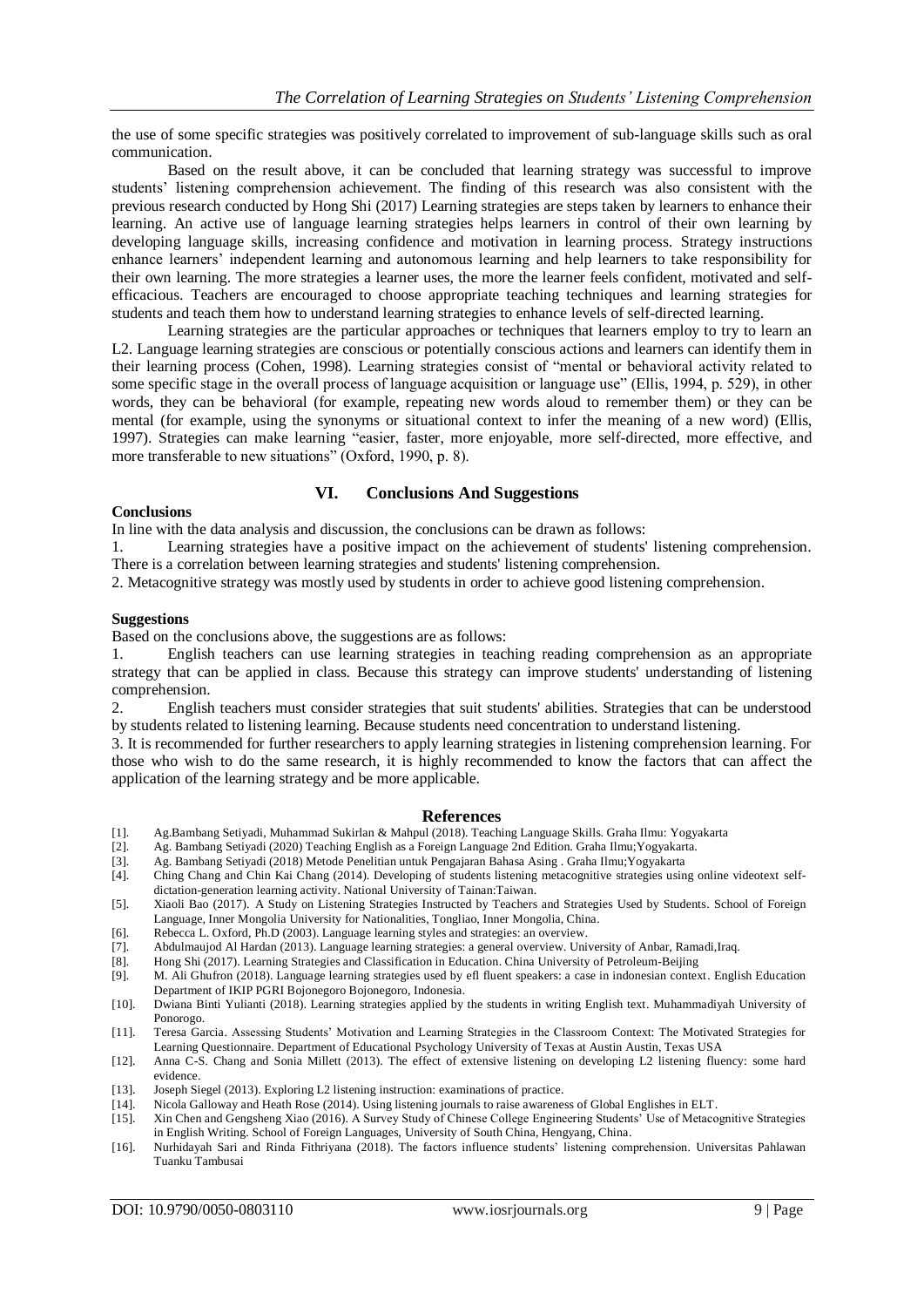the use of some specific strategies was positively correlated to improvement of sub-language skills such as oral communication.

Based on the result above, it can be concluded that learning strategy was successful to improve students' listening comprehension achievement. The finding of this research was also consistent with the previous research conducted by Hong Shi (2017) Learning strategies are steps taken by learners to enhance their learning. An active use of language learning strategies helps learners in control of their own learning by developing language skills, increasing confidence and motivation in learning process. Strategy instructions enhance learners' independent learning and autonomous learning and help learners to take responsibility for their own learning. The more strategies a learner uses, the more the learner feels confident, motivated and self-efficacious. Teachers are encouraged to choose appropriate teaching techniques and learning strategies for students and teach them how to understand learning strategies to enhance levels of self-directed learning.

Learning strategies are the particular approaches or techniques that learners employ to try to learn an L2. Language learning strategies are conscious or potentially conscious actions and learners can identify them in their learning process (Cohen, 1998). Learning strategies consist of "mental or behavioral activity related to some specific stage in the overall process of language acquisition or language use" (Ellis, 1994, p. 529), in other words, they can be behavioral (for example, repeating new words aloud to remember them) or they can be mental (for example, using the synonyms or situational context to infer the meaning of a new word) (Ellis, 1997). Strategies can make learning "easier, faster, more enjoyable, more self-directed, more effective, and more transferable to new situations" (Oxford, 1990, p. 8).

## VI. Conclusions And Suggestions

**Conclusions**

In line with the data analysis and discussion, the conclusions can be drawn as follows:

1. Learning strategies have a positive impact on the achievement of students' listening comprehension. There is a correlation between learning strategies and students' listening comprehension.
2. Metacognitive strategy was mostly used by students in order to achieve good listening comprehension.

**Suggestions**

Based on the conclusions above, the suggestions are as follows:

1. English teachers can use learning strategies in teaching reading comprehension as an appropriate strategy that can be applied in class. Because this strategy can improve students' understanding of listening comprehension.
2. English teachers must consider strategies that suit students' abilities. Strategies that can be understood by students related to listening learning. Because students need concentration to understand listening.
3. It is recommended for further researchers to apply learning strategies in listening comprehension learning. For those who wish to do the same research, it is highly recommended to know the factors that can affect the application of the learning strategy and be more applicable.

## References

[1]. Ag.Bambang Setiyadi, Muhammad Sukirlan & Mahpul (2018). Teaching Language Skills. Graha Ilmu: Yogyakarta

[2]. Ag. Bambang Setiyadi (2020) Teaching English as a Foreign Language 2nd Edition. Graha Ilmu;Yogyakarta.

[3]. Ag. Bambang Setiyadi (2018) Metode Penelitian untuk Pengajaran Bahasa Asing . Graha Ilmu;Yogyakarta

[4]. Ching Chang and Chin Kai Chang (2014). Developing of students listening metacognitive strategies using online videotext self-dictation-generation learning activity. National University of Tainan:Taiwan.

[5]. Xiaoli Bao (2017). A Study on Listening Strategies Instructed by Teachers and Strategies Used by Students. School of Foreign Language, Inner Mongolia University for Nationalities, Tongliao, Inner Mongolia, China.

[6]. Rebecca L. Oxford, Ph.D (2003). Language learning styles and strategies: an overview.

[7]. Abdulmaujod Al Hardan (2013). Language learning strategies: a general overview. University of Anbar, Ramadi,Iraq.

[8]. Hong Shi (2017). Learning Strategies and Classification in Education. China University of Petroleum-Beijing

[9]. M. Ali Ghufron (2018). Language learning strategies used by efl fluent speakers: a case in indonesian context. English Education Department of IKIP PGRI Bojonegoro Bojonegoro, Indonesia.

[10]. Dwiana Binti Yulianti (2018). Learning strategies applied by the students in writing English text. Muhammadiyah University of Ponorogo.

[11]. Teresa Garcia. Assessing Students' Motivation and Learning Strategies in the Classroom Context: The Motivated Strategies for Learning Questionnaire. Department of Educational Psychology University of Texas at Austin Austin, Texas USA

[12]. Anna C-S. Chang and Sonia Millett (2013). The effect of extensive listening on developing L2 listening fluency: some hard evidence.

[13]. Joseph Siegel (2013). Exploring L2 listening instruction: examinations of practice.

[14]. Nicola Galloway and Heath Rose (2014). Using listening journals to raise awareness of Global Englishes in ELT.

[15]. Xin Chen and Gengsheng Xiao (2016). A Survey Study of Chinese College Engineering Students' Use of Metacognitive Strategies in English Writing. School of Foreign Languages, University of South China, Hengyang, China.

[16]. Nurhidayah Sari and Rinda Fithriyana (2018). The factors influence students' listening comprehension. Universitas Pahlawan Tuanku Tambusai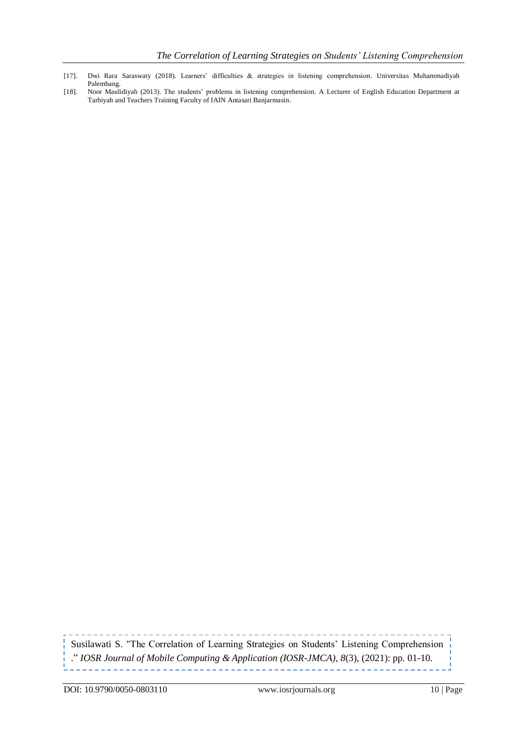[17]. Dwi Rara Saraswaty (2018). Learners' difficulties & strategies in listening comprehension. Universitas Muhammadiyah Palembang.

[18]. Noor Maulidiyah (2013). The students' problems in listening comprehension. A Lecturer of English Education Department at Tarbiyah and Teachers Training Faculty of IAIN Antasari Banjarmasin.

Susilawati S. "The Correlation of Learning Strategies on Students' Listening Comprehension ." *IOSR Journal of Mobile Computing & Application (IOSR-JMCA)*, *8*(3), (2021): pp. 01-10.